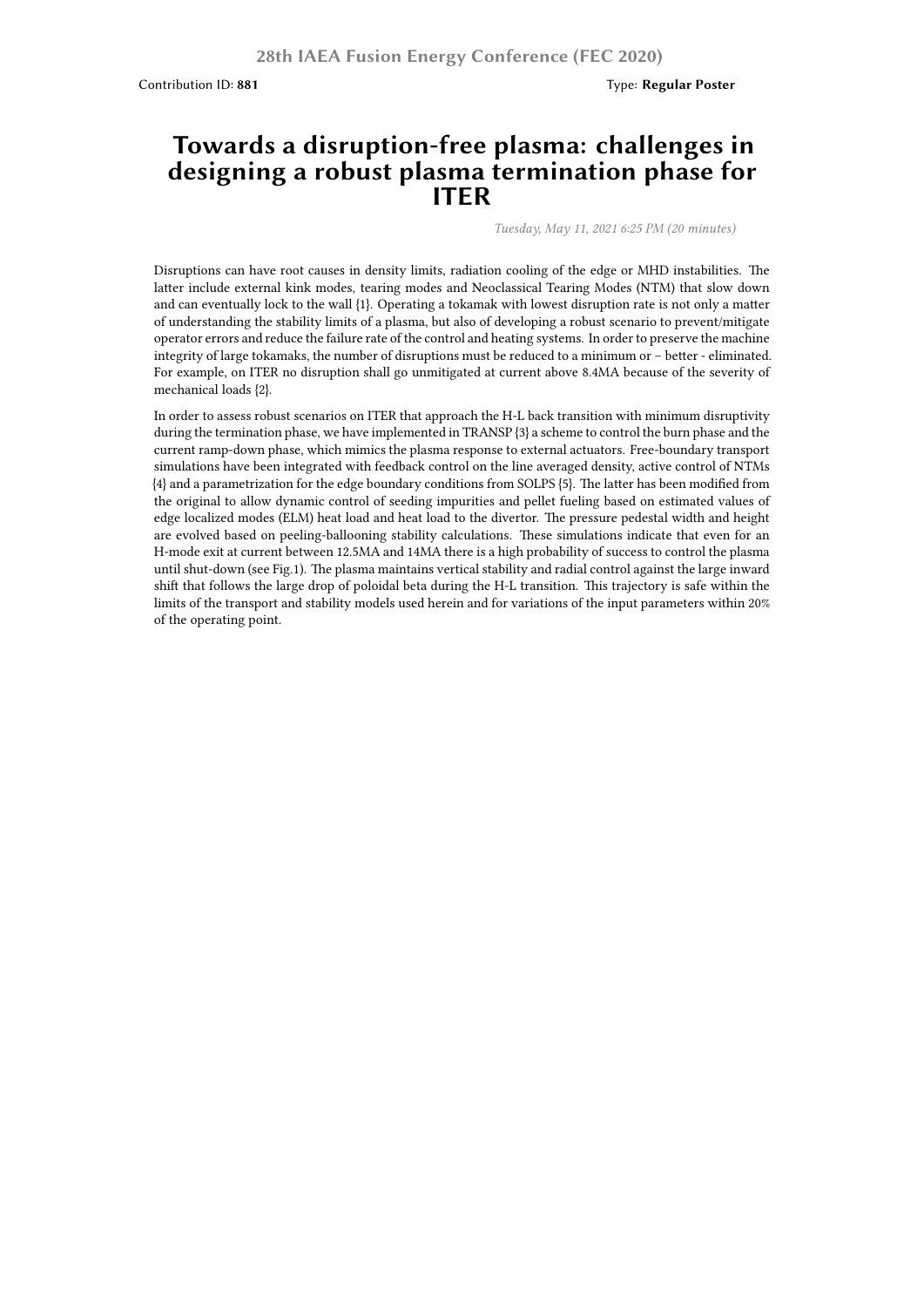28th IAEA Fusion Energy Conference (FEC 2020)

Contribution ID: **881**

Type: **Regular Poster**

# Towards a disruption-free plasma: challenges in designing a robust plasma termination phase for ITER

*Tuesday, May 11, 2021 6:25 PM (20 minutes)*

Disruptions can have root causes in density limits, radiation cooling of the edge or MHD instabilities. The latter include external kink modes, tearing modes and Neoclassical Tearing Modes (NTM) that slow down and can eventually lock to the wall {1}. Operating a tokamak with lowest disruption rate is not only a matter of understanding the stability limits of a plasma, but also of developing a robust scenario to prevent/mitigate operator errors and reduce the failure rate of the control and heating systems. In order to preserve the machine integrity of large tokamaks, the number of disruptions must be reduced to a minimum or – better - eliminated. For example, on ITER no disruption shall go unmitigated at current above 8.4MA because of the severity of mechanical loads {2}.

In order to assess robust scenarios on ITER that approach the H-L back transition with minimum disruptivity during the termination phase, we have implemented in TRANSP {3} a scheme to control the burn phase and the current ramp-down phase, which mimics the plasma response to external actuators. Free-boundary transport simulations have been integrated with feedback control on the line averaged density, active control of NTMs {4} and a parametrization for the edge boundary conditions from SOLPS {5}. The latter has been modified from the original to allow dynamic control of seeding impurities and pellet fueling based on estimated values of edge localized modes (ELM) heat load and heat load to the divertor. The pressure pedestal width and height are evolved based on peeling-ballooning stability calculations. These simulations indicate that even for an H-mode exit at current between 12.5MA and 14MA there is a high probability of success to control the plasma until shut-down (see Fig.1). The plasma maintains vertical stability and radial control against the large inward shift that follows the large drop of poloidal beta during the H-L transition. This trajectory is safe within the limits of the transport and stability models used herein and for variations of the input parameters within 20% of the operating point.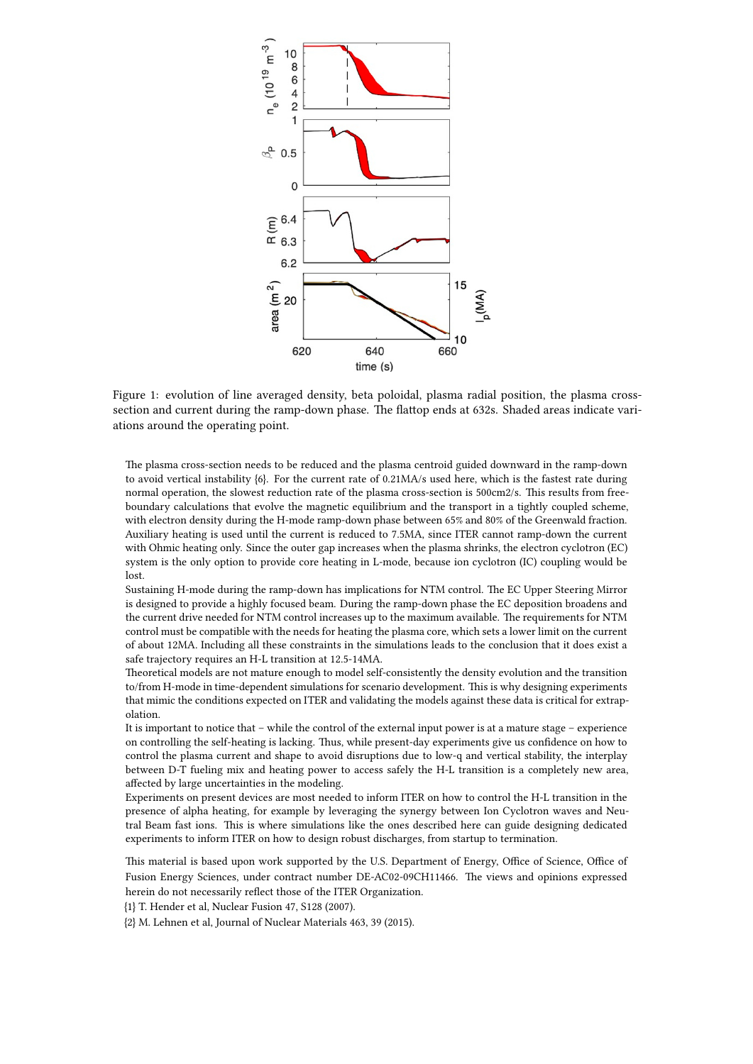Figure 1: evolution of line averaged density, beta poloidal, plasma radial position, the plasma cross-section and current during the ramp-down phase. The flattop ends at 632s. Shaded areas indicate variations around the operating point.

The plasma cross-section needs to be reduced and the plasma centroid guided downward in the ramp-down to avoid vertical instability {6}. For the current rate of 0.21MA/s used here, which is the fastest rate during normal operation, the slowest reduction rate of the plasma cross-section is 500cm2/s. This results from free-boundary calculations that evolve the magnetic equilibrium and the transport in a tightly coupled scheme, with electron density during the H-mode ramp-down phase between 65% and 80% of the Greenwald fraction. Auxiliary heating is used until the current is reduced to 7.5MA, since ITER cannot ramp-down the current with Ohmic heating only. Since the outer gap increases when the plasma shrinks, the electron cyclotron (EC) system is the only option to provide core heating in L-mode, because ion cyclotron (IC) coupling would be lost.

Sustaining H-mode during the ramp-down has implications for NTM control. The EC Upper Steering Mirror is designed to provide a highly focused beam. During the ramp-down phase the EC deposition broadens and the current drive needed for NTM control increases up to the maximum available. The requirements for NTM control must be compatible with the needs for heating the plasma core, which sets a lower limit on the current of about 12MA. Including all these constraints in the simulations leads to the conclusion that it does exist a safe trajectory requires an H-L transition at 12.5-14MA.

Theoretical models are not mature enough to model self-consistently the density evolution and the transition to/from H-mode in time-dependent simulations for scenario development. This is why designing experiments that mimic the conditions expected on ITER and validating the models against these data is critical for extrapolation.

It is important to notice that – while the control of the external input power is at a mature stage – experience on controlling the self-heating is lacking. Thus, while present-day experiments give us confidence on how to control the plasma current and shape to avoid disruptions due to low-q and vertical stability, the interplay between D-T fueling mix and heating power to access safely the H-L transition is a completely new area, affected by large uncertainties in the modeling.

Experiments on present devices are most needed to inform ITER on how to control the H-L transition in the presence of alpha heating, for example by leveraging the synergy between Ion Cyclotron waves and Neutral Beam fast ions. This is where simulations like the ones described here can guide designing dedicated experiments to inform ITER on how to design robust discharges, from startup to termination.

This material is based upon work supported by the U.S. Department of Energy, Office of Science, Office of Fusion Energy Sciences, under contract number DE-AC02-09CH11466. The views and opinions expressed herein do not necessarily reflect those of the ITER Organization.

{1} T. Hender et al, Nuclear Fusion 47, S128 (2007).

{2} M. Lehnen et al, Journal of Nuclear Materials 463, 39 (2015).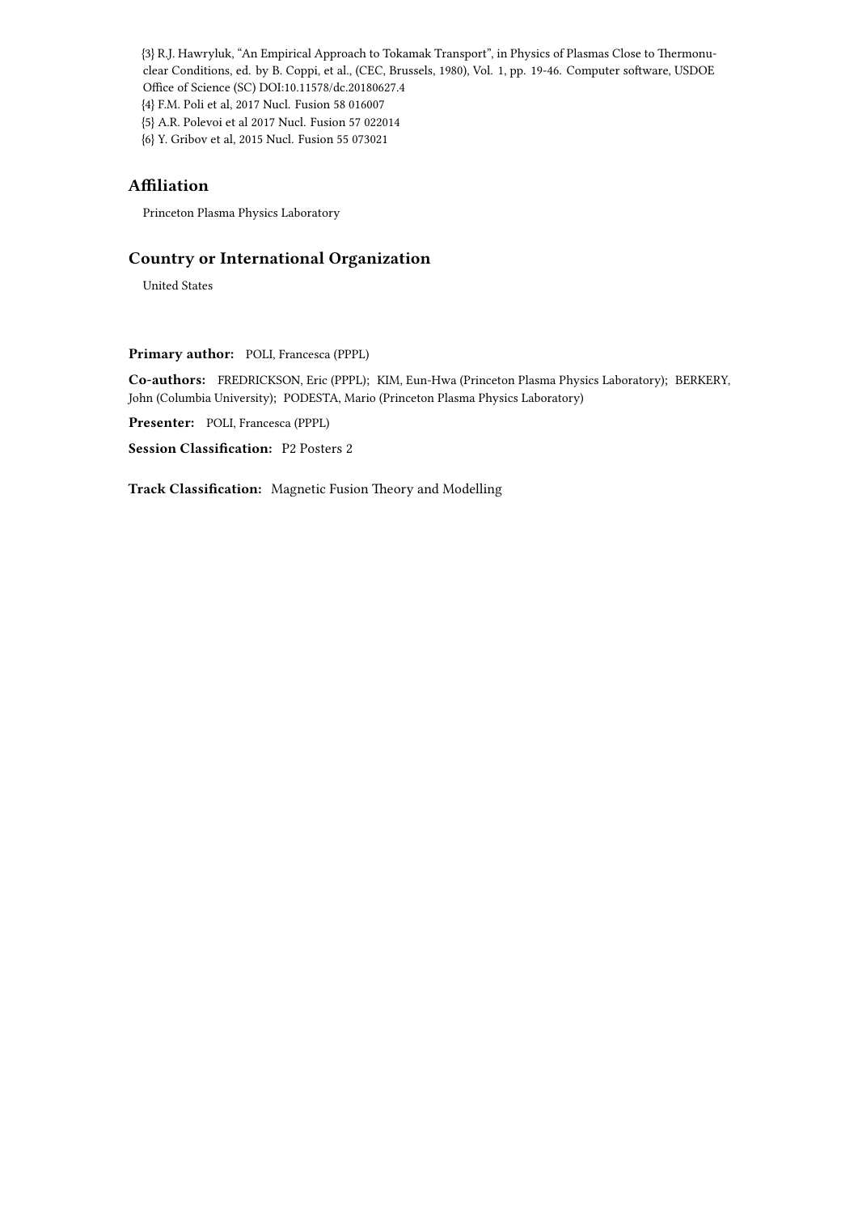{3} R.J. Hawryluk, "An Empirical Approach to Tokamak Transport", in Physics of Plasmas Close to Thermonuclear Conditions, ed. by B. Coppi, et al., (CEC, Brussels, 1980), Vol. 1, pp. 19-46. Computer software, USDOE Office of Science (SC) DOI:10.11578/dc.20180627.4
{4} F.M. Poli et al, 2017 Nucl. Fusion 58 016007
{5} A.R. Polevoi et al 2017 Nucl. Fusion 57 022014
{6} Y. Gribov et al, 2015 Nucl. Fusion 55 073021

## Affiliation

Princeton Plasma Physics Laboratory

## Country or International Organization

United States

**Primary author:** POLI, Francesca (PPPL)

**Co-authors:** FREDRICKSON, Eric (PPPL); KIM, Eun-Hwa (Princeton Plasma Physics Laboratory); BERKERY, John (Columbia University); PODESTA, Mario (Princeton Plasma Physics Laboratory)

**Presenter:** POLI, Francesca (PPPL)

**Session Classification:** P2 Posters 2

**Track Classification:** Magnetic Fusion Theory and Modelling